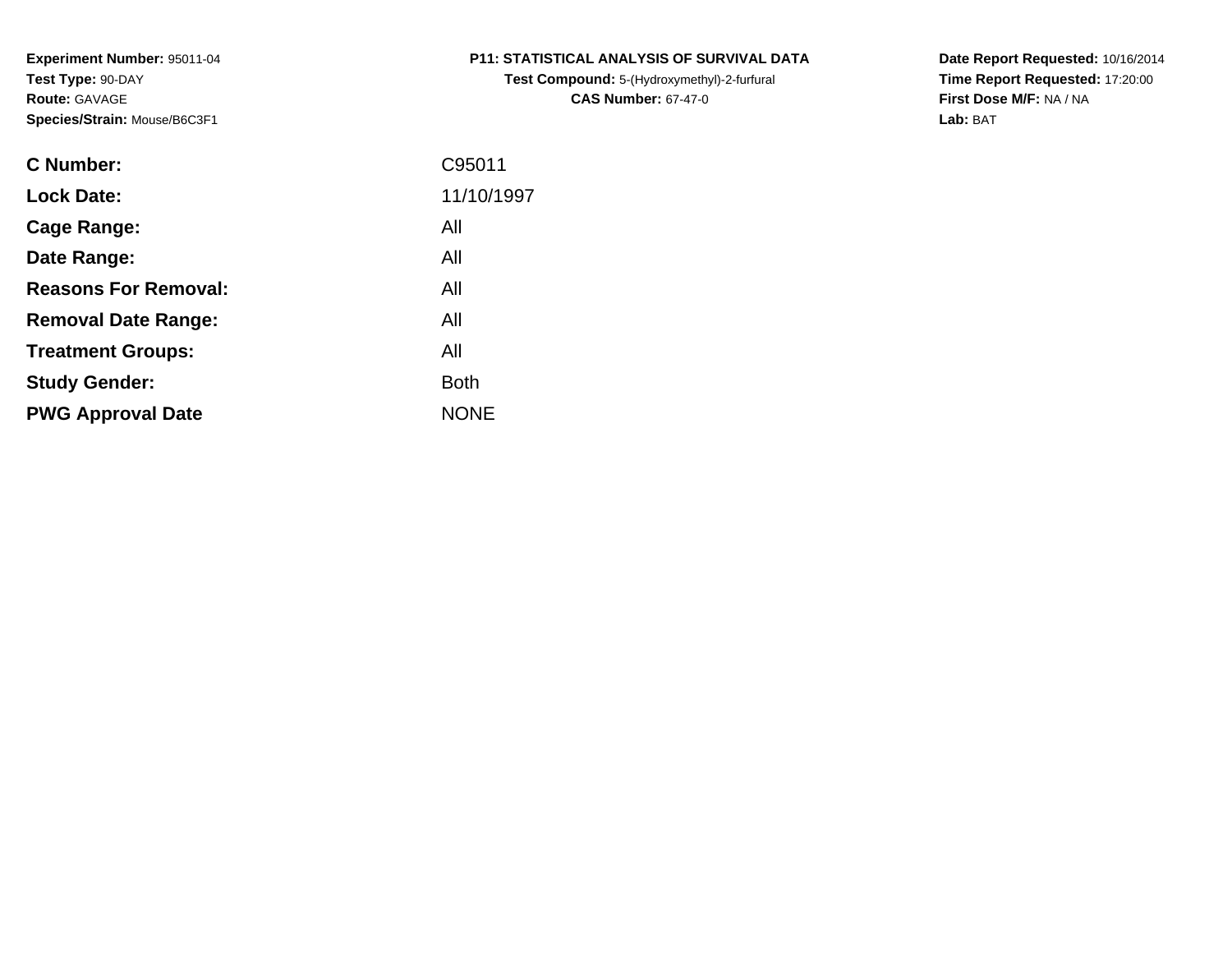**Experiment Number:** 95011-04
**Test Type:** 90-DAY
**Route:** GAVAGE
**Species/Strain:** Mouse/B6C3F1

**P11: STATISTICAL ANALYSIS OF SURVIVAL DATA**
**Test Compound:** 5-(Hydroxymethyl)-2-furfural
**CAS Number:** 67-47-0

**Date Report Requested:** 10/16/2014
**Time Report Requested:** 17:20:00
**First Dose M/F:** NA / NA
**Lab:** BAT

| | |
|---|---|
| **C Number:** | C95011 |
| **Lock Date:** | 11/10/1997 |
| **Cage Range:** | All |
| **Date Range:** | All |
| **Reasons For Removal:** | All |
| **Removal Date Range:** | All |
| **Treatment Groups:** | All |
| **Study Gender:** | Both |
| **PWG Approval Date** | NONE |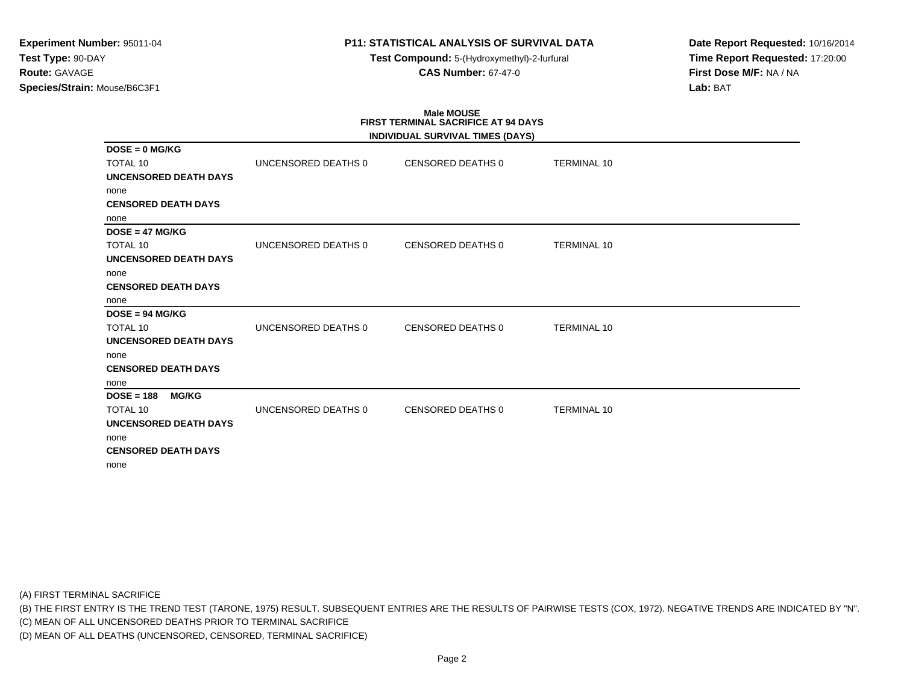**Experiment Number:** 95011-04
**Test Type:** 90-DAY
**Route:** GAVAGE
**Species/Strain:** Mouse/B6C3F1

**P11: STATISTICAL ANALYSIS OF SURVIVAL DATA**
**Test Compound:** 5-(Hydroxymethyl)-2-furfural
**CAS Number:** 67-47-0

**Date Report Requested:** 10/16/2014
**Time Report Requested:** 17:20:00
**First Dose M/F:** NA / NA
**Lab:** BAT

## Male MOUSE
## FIRST TERMINAL SACRIFICE AT 94 DAYS
### INDIVIDUAL SURVIVAL TIMES (DAYS)

**DOSE = 0 MG/KG**

| TOTAL 10 | UNCENSORED DEATHS 0 | CENSORED DEATHS 0 | TERMINAL 10 |
|---|---|---|---|

**UNCENSORED DEATH DAYS**
none
**CENSORED DEATH DAYS**
none

**DOSE = 47 MG/KG**

| TOTAL 10 | UNCENSORED DEATHS 0 | CENSORED DEATHS 0 | TERMINAL 10 |
|---|---|---|---|

**UNCENSORED DEATH DAYS**
none
**CENSORED DEATH DAYS**
none

**DOSE = 94 MG/KG**

| TOTAL 10 | UNCENSORED DEATHS 0 | CENSORED DEATHS 0 | TERMINAL 10 |
|---|---|---|---|

**UNCENSORED DEATH DAYS**
none
**CENSORED DEATH DAYS**
none

**DOSE = 188 MG/KG**

| TOTAL 10 | UNCENSORED DEATHS 0 | CENSORED DEATHS 0 | TERMINAL 10 |
|---|---|---|---|

**UNCENSORED DEATH DAYS**
none
**CENSORED DEATH DAYS**
none

(A) FIRST TERMINAL SACRIFICE
(B) THE FIRST ENTRY IS THE TREND TEST (TARONE, 1975) RESULT. SUBSEQUENT ENTRIES ARE THE RESULTS OF PAIRWISE TESTS (COX, 1972). NEGATIVE TRENDS ARE INDICATED BY "N".
(C) MEAN OF ALL UNCENSORED DEATHS PRIOR TO TERMINAL SACRIFICE
(D) MEAN OF ALL DEATHS (UNCENSORED, CENSORED, TERMINAL SACRIFICE)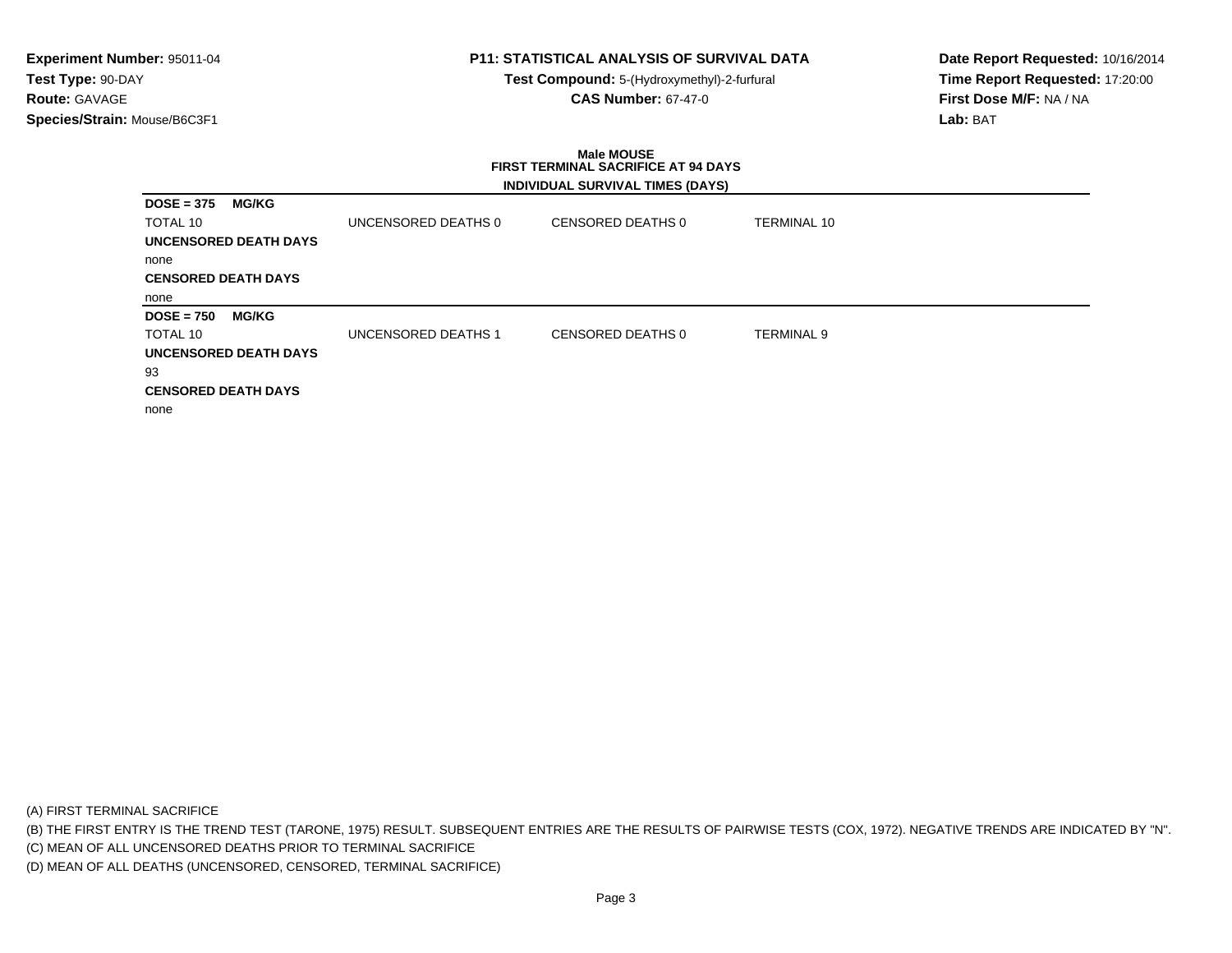**Experiment Number:** 95011-04
**Test Type:** 90-DAY
**Route:** GAVAGE
**Species/Strain:** Mouse/B6C3F1

**P11: STATISTICAL ANALYSIS OF SURVIVAL DATA**
**Test Compound:** 5-(Hydroxymethyl)-2-furfural
**CAS Number:** 67-47-0

**Date Report Requested:** 10/16/2014
**Time Report Requested:** 17:20:00
**First Dose M/F:** NA / NA
**Lab:** BAT

**Male MOUSE**
**FIRST TERMINAL SACRIFICE AT 94 DAYS**
**INDIVIDUAL SURVIVAL TIMES (DAYS)**

**DOSE = 375 MG/KG**

| TOTAL 10 | UNCENSORED DEATHS 0 | CENSORED DEATHS 0 | TERMINAL 10 |
|---|---|---|---|

**UNCENSORED DEATH DAYS**

none

**CENSORED DEATH DAYS**

none

**DOSE = 750 MG/KG**

| TOTAL 10 | UNCENSORED DEATHS 1 | CENSORED DEATHS 0 | TERMINAL 9 |
|---|---|---|---|

**UNCENSORED DEATH DAYS**

93

**CENSORED DEATH DAYS**

none

(A) FIRST TERMINAL SACRIFICE
(B) THE FIRST ENTRY IS THE TREND TEST (TARONE, 1975) RESULT. SUBSEQUENT ENTRIES ARE THE RESULTS OF PAIRWISE TESTS (COX, 1972). NEGATIVE TRENDS ARE INDICATED BY "N".
(C) MEAN OF ALL UNCENSORED DEATHS PRIOR TO TERMINAL SACRIFICE
(D) MEAN OF ALL DEATHS (UNCENSORED, CENSORED, TERMINAL SACRIFICE)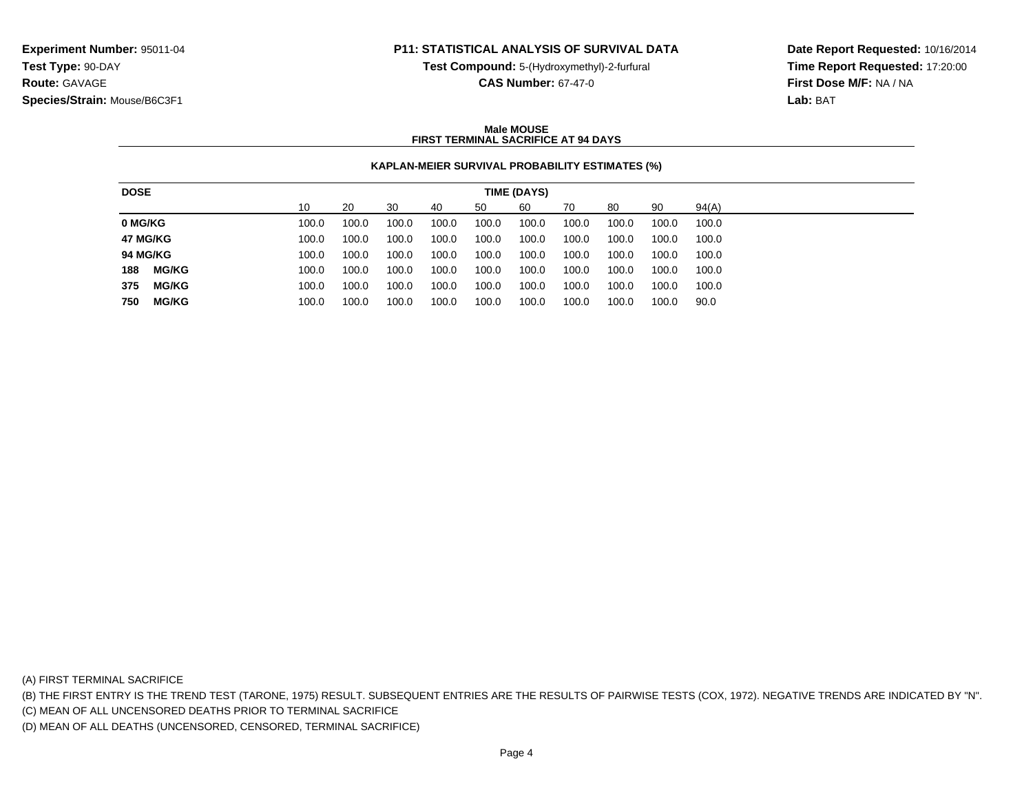**Experiment Number:** 95011-04
**Test Type:** 90-DAY
**Route:** GAVAGE
**Species/Strain:** Mouse/B6C3F1

**P11: STATISTICAL ANALYSIS OF SURVIVAL DATA**
**Test Compound:** 5-(Hydroxymethyl)-2-furfural
**CAS Number:** 67-47-0

**Date Report Requested:** 10/16/2014
**Time Report Requested:** 17:20:00
**First Dose M/F:** NA / NA
**Lab:** BAT

**Male MOUSE**
**FIRST TERMINAL SACRIFICE AT 94 DAYS**

**KAPLAN-MEIER SURVIVAL PROBABILITY ESTIMATES (%)**

| DOSE | TIME (DAYS) | | | | | | | | | |
|---|---|---|---|---|---|---|---|---|---|---|
| | 10 | 20 | 30 | 40 | 50 | 60 | 70 | 80 | 90 | 94(A) |
| **0 MG/KG** | 100.0 | 100.0 | 100.0 | 100.0 | 100.0 | 100.0 | 100.0 | 100.0 | 100.0 | 100.0 |
| **47 MG/KG** | 100.0 | 100.0 | 100.0 | 100.0 | 100.0 | 100.0 | 100.0 | 100.0 | 100.0 | 100.0 |
| **94 MG/KG** | 100.0 | 100.0 | 100.0 | 100.0 | 100.0 | 100.0 | 100.0 | 100.0 | 100.0 | 100.0 |
| **188 MG/KG** | 100.0 | 100.0 | 100.0 | 100.0 | 100.0 | 100.0 | 100.0 | 100.0 | 100.0 | 100.0 |
| **375 MG/KG** | 100.0 | 100.0 | 100.0 | 100.0 | 100.0 | 100.0 | 100.0 | 100.0 | 100.0 | 100.0 |
| **750 MG/KG** | 100.0 | 100.0 | 100.0 | 100.0 | 100.0 | 100.0 | 100.0 | 100.0 | 100.0 | 90.0 |

(A) FIRST TERMINAL SACRIFICE
(B) THE FIRST ENTRY IS THE TREND TEST (TARONE, 1975) RESULT. SUBSEQUENT ENTRIES ARE THE RESULTS OF PAIRWISE TESTS (COX, 1972). NEGATIVE TRENDS ARE INDICATED BY "N".
(C) MEAN OF ALL UNCENSORED DEATHS PRIOR TO TERMINAL SACRIFICE
(D) MEAN OF ALL DEATHS (UNCENSORED, CENSORED, TERMINAL SACRIFICE)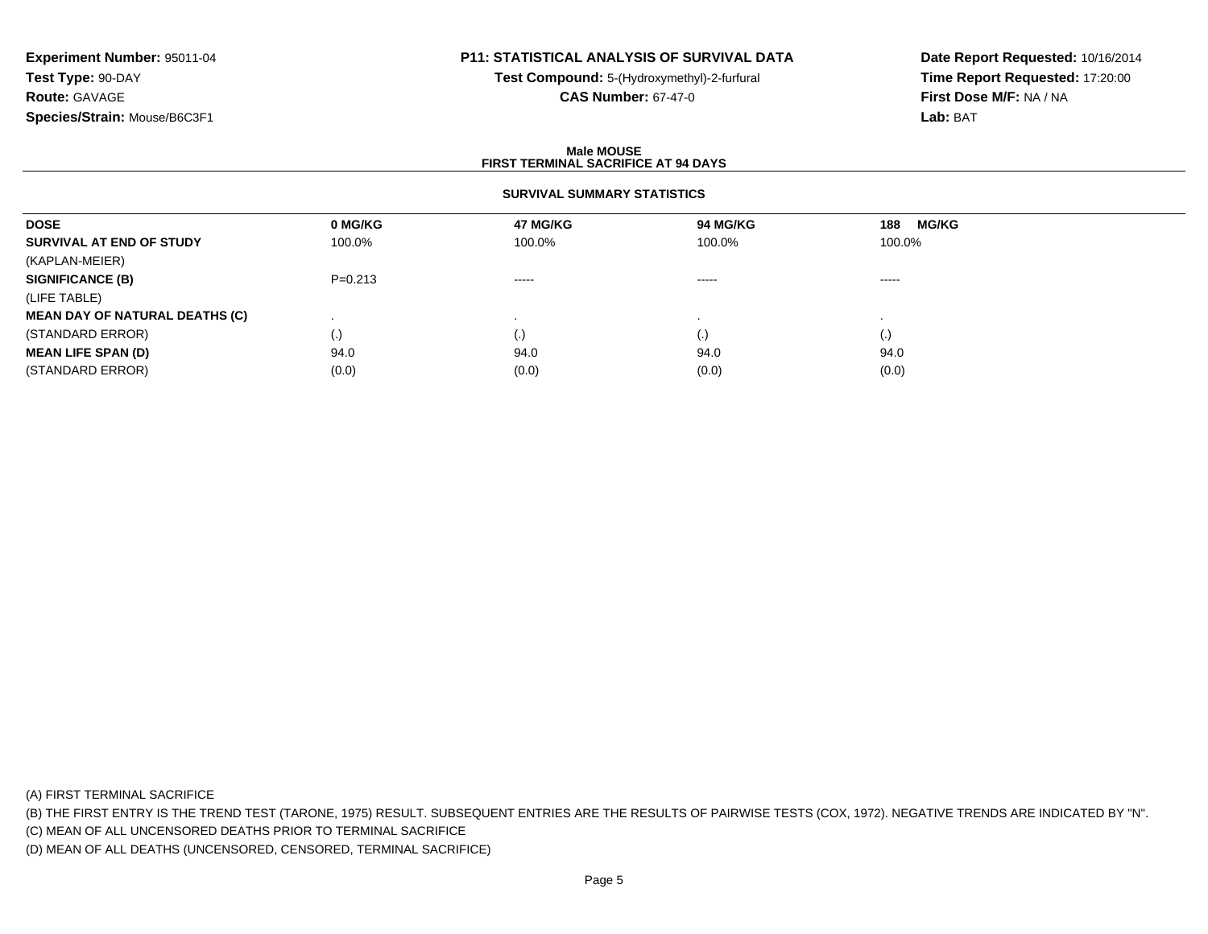**Experiment Number:** 95011-04
**Test Type:** 90-DAY
**Route:** GAVAGE
**Species/Strain:** Mouse/B6C3F1

**P11: STATISTICAL ANALYSIS OF SURVIVAL DATA**
**Test Compound:** 5-(Hydroxymethyl)-2-furfural
**CAS Number:** 67-47-0

**Date Report Requested:** 10/16/2014
**Time Report Requested:** 17:20:00
**First Dose M/F:** NA / NA
**Lab:** BAT

**Male MOUSE**
**FIRST TERMINAL SACRIFICE AT 94 DAYS**

**SURVIVAL SUMMARY STATISTICS**

| DOSE | 0 MG/KG | 47 MG/KG | 94 MG/KG | 188 MG/KG |
|---|---|---|---|---|
| **SURVIVAL AT END OF STUDY** | 100.0% | 100.0% | 100.0% | 100.0% |
| (KAPLAN-MEIER) | | | | |
| **SIGNIFICANCE (B)** | P=0.213 | ----- | ----- | ----- |
| (LIFE TABLE) | | | | |
| **MEAN DAY OF NATURAL DEATHS (C)** | . | . | . | . |
| (STANDARD ERROR) | (.) | (.) | (.) | (.) |
| **MEAN LIFE SPAN (D)** | 94.0 | 94.0 | 94.0 | 94.0 |
| (STANDARD ERROR) | (0.0) | (0.0) | (0.0) | (0.0) |

(A) FIRST TERMINAL SACRIFICE
(B) THE FIRST ENTRY IS THE TREND TEST (TARONE, 1975) RESULT. SUBSEQUENT ENTRIES ARE THE RESULTS OF PAIRWISE TESTS (COX, 1972). NEGATIVE TRENDS ARE INDICATED BY "N".
(C) MEAN OF ALL UNCENSORED DEATHS PRIOR TO TERMINAL SACRIFICE
(D) MEAN OF ALL DEATHS (UNCENSORED, CENSORED, TERMINAL SACRIFICE)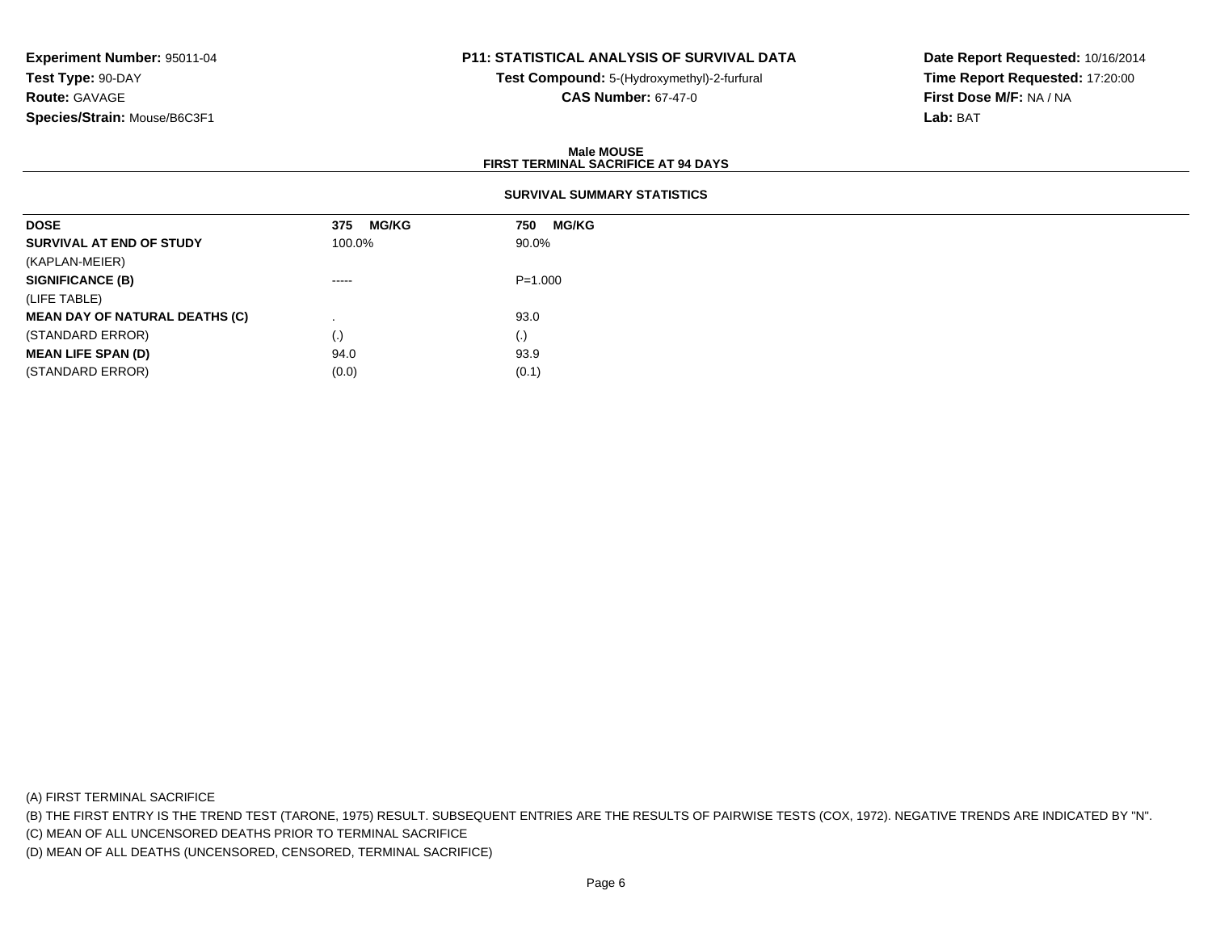**Experiment Number:** 95011-04
**Test Type:** 90-DAY
**Route:** GAVAGE
**Species/Strain:** Mouse/B6C3F1

**P11: STATISTICAL ANALYSIS OF SURVIVAL DATA**
**Test Compound:** 5-(Hydroxymethyl)-2-furfural
**CAS Number:** 67-47-0

**Date Report Requested:** 10/16/2014
**Time Report Requested:** 17:20:00
**First Dose M/F:** NA / NA
**Lab:** BAT

## Male MOUSE
## FIRST TERMINAL SACRIFICE AT 94 DAYS

### SURVIVAL SUMMARY STATISTICS

| DOSE | 375 MG/KG | 750 MG/KG |
|---|---|---|
| SURVIVAL AT END OF STUDY | 100.0% | 90.0% |
| (KAPLAN-MEIER) | | |
| SIGNIFICANCE (B) | ----- | P=1.000 |
| (LIFE TABLE) | | |
| MEAN DAY OF NATURAL DEATHS (C) | . | 93.0 |
| (STANDARD ERROR) | (.) | (.) |
| MEAN LIFE SPAN (D) | 94.0 | 93.9 |
| (STANDARD ERROR) | (0.0) | (0.1) |

(A) FIRST TERMINAL SACRIFICE
(B) THE FIRST ENTRY IS THE TREND TEST (TARONE, 1975) RESULT. SUBSEQUENT ENTRIES ARE THE RESULTS OF PAIRWISE TESTS (COX, 1972). NEGATIVE TRENDS ARE INDICATED BY "N".
(C) MEAN OF ALL UNCENSORED DEATHS PRIOR TO TERMINAL SACRIFICE
(D) MEAN OF ALL DEATHS (UNCENSORED, CENSORED, TERMINAL SACRIFICE)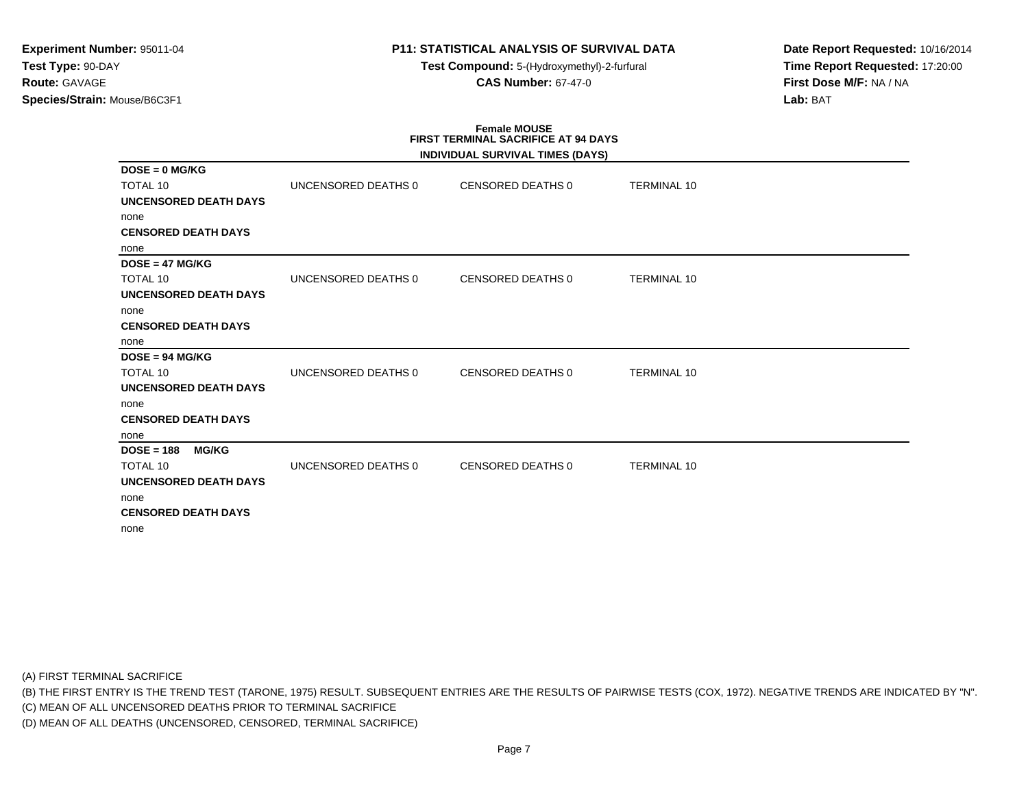**Experiment Number:** 95011-04
**Test Type:** 90-DAY
**Route:** GAVAGE
**Species/Strain:** Mouse/B6C3F1

**P11: STATISTICAL ANALYSIS OF SURVIVAL DATA**
**Test Compound:** 5-(Hydroxymethyl)-2-furfural
**CAS Number:** 67-47-0

**Date Report Requested:** 10/16/2014
**Time Report Requested:** 17:20:00
**First Dose M/F:** NA / NA
**Lab:** BAT

**Female MOUSE**
**FIRST TERMINAL SACRIFICE AT 94 DAYS**
**INDIVIDUAL SURVIVAL TIMES (DAYS)**

**DOSE = 0 MG/KG**

| TOTAL 10 | UNCENSORED DEATHS 0 | CENSORED DEATHS 0 | TERMINAL 10 |
|---|---|---|---|

**UNCENSORED DEATH DAYS**
none
**CENSORED DEATH DAYS**
none

**DOSE = 47 MG/KG**

| TOTAL 10 | UNCENSORED DEATHS 0 | CENSORED DEATHS 0 | TERMINAL 10 |
|---|---|---|---|

**UNCENSORED DEATH DAYS**
none
**CENSORED DEATH DAYS**
none

**DOSE = 94 MG/KG**

| TOTAL 10 | UNCENSORED DEATHS 0 | CENSORED DEATHS 0 | TERMINAL 10 |
|---|---|---|---|

**UNCENSORED DEATH DAYS**
none
**CENSORED DEATH DAYS**
none

**DOSE = 188 MG/KG**

| TOTAL 10 | UNCENSORED DEATHS 0 | CENSORED DEATHS 0 | TERMINAL 10 |
|---|---|---|---|

**UNCENSORED DEATH DAYS**
none
**CENSORED DEATH DAYS**
none

(A) FIRST TERMINAL SACRIFICE
(B) THE FIRST ENTRY IS THE TREND TEST (TARONE, 1975) RESULT. SUBSEQUENT ENTRIES ARE THE RESULTS OF PAIRWISE TESTS (COX, 1972). NEGATIVE TRENDS ARE INDICATED BY "N".
(C) MEAN OF ALL UNCENSORED DEATHS PRIOR TO TERMINAL SACRIFICE
(D) MEAN OF ALL DEATHS (UNCENSORED, CENSORED, TERMINAL SACRIFICE)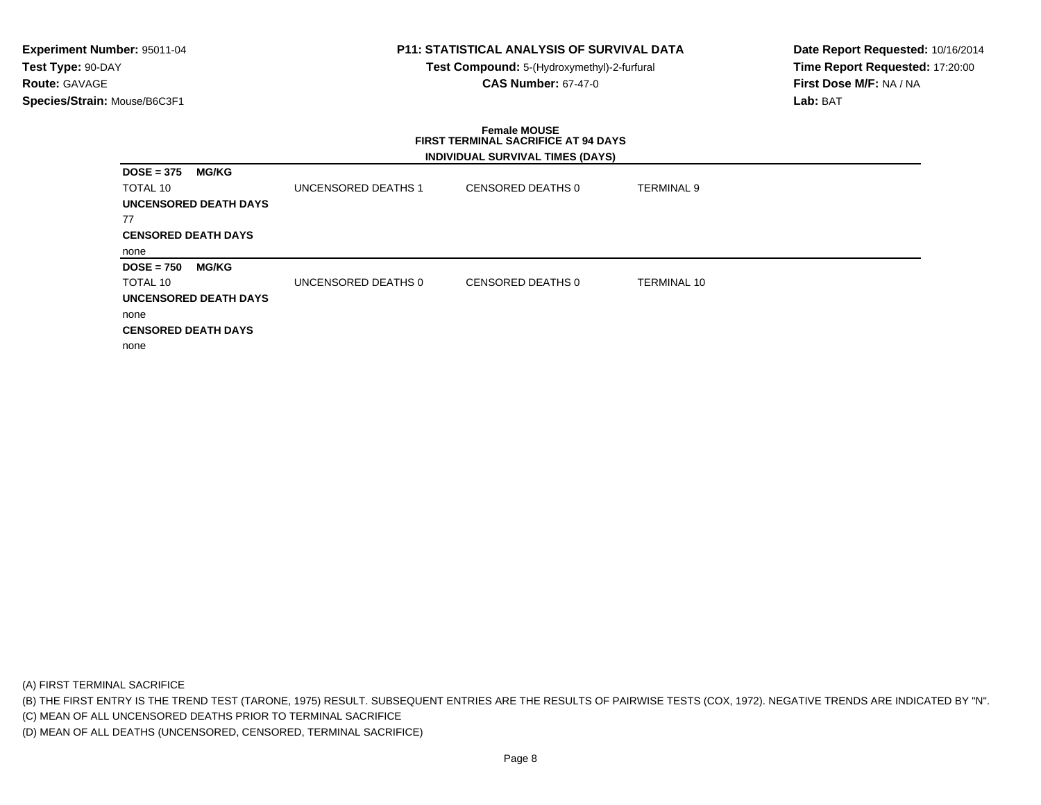**Experiment Number:** 95011-04
**Test Type:** 90-DAY
**Route:** GAVAGE
**Species/Strain:** Mouse/B6C3F1

**P11: STATISTICAL ANALYSIS OF SURVIVAL DATA**
**Test Compound:** 5-(Hydroxymethyl)-2-furfural
**CAS Number:** 67-47-0

**Date Report Requested:** 10/16/2014
**Time Report Requested:** 17:20:00
**First Dose M/F:** NA / NA
**Lab:** BAT

**Female MOUSE**
**FIRST TERMINAL SACRIFICE AT 94 DAYS**
**INDIVIDUAL SURVIVAL TIMES (DAYS)**

**DOSE = 375 MG/KG**

| TOTAL 10 | UNCENSORED DEATHS 1 | CENSORED DEATHS 0 | TERMINAL 9 |
|---|---|---|---|

**UNCENSORED DEATH DAYS**
77

**CENSORED DEATH DAYS**
none

**DOSE = 750 MG/KG**

| TOTAL 10 | UNCENSORED DEATHS 0 | CENSORED DEATHS 0 | TERMINAL 10 |
|---|---|---|---|

**UNCENSORED DEATH DAYS**
none

**CENSORED DEATH DAYS**
none

(A) FIRST TERMINAL SACRIFICE
(B) THE FIRST ENTRY IS THE TREND TEST (TARONE, 1975) RESULT. SUBSEQUENT ENTRIES ARE THE RESULTS OF PAIRWISE TESTS (COX, 1972). NEGATIVE TRENDS ARE INDICATED BY "N".
(C) MEAN OF ALL UNCENSORED DEATHS PRIOR TO TERMINAL SACRIFICE
(D) MEAN OF ALL DEATHS (UNCENSORED, CENSORED, TERMINAL SACRIFICE)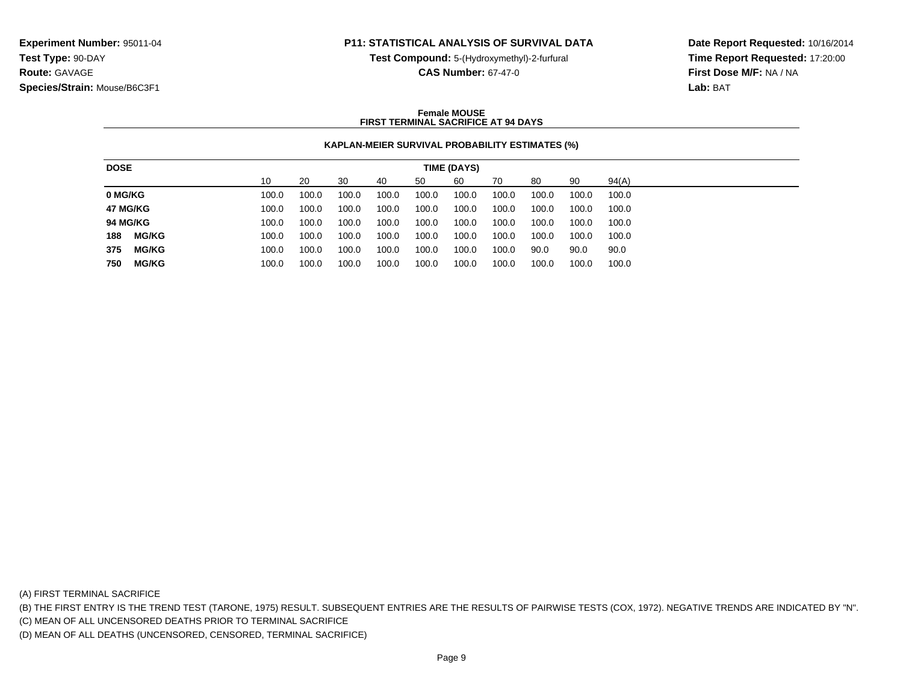**Experiment Number:** 95011-04
**Test Type:** 90-DAY
**Route:** GAVAGE
**Species/Strain:** Mouse/B6C3F1

**P11: STATISTICAL ANALYSIS OF SURVIVAL DATA**
**Test Compound:** 5-(Hydroxymethyl)-2-furfural
**CAS Number:** 67-47-0

**Date Report Requested:** 10/16/2014
**Time Report Requested:** 17:20:00
**First Dose M/F:** NA / NA
**Lab:** BAT

**Female MOUSE**
**FIRST TERMINAL SACRIFICE AT 94 DAYS**

**KAPLAN-MEIER SURVIVAL PROBABILITY ESTIMATES (%)**

| DOSE | TIME (DAYS) | | | | | | | | | |
|---|---|---|---|---|---|---|---|---|---|---|
| | 10 | 20 | 30 | 40 | 50 | 60 | 70 | 80 | 90 | 94(A) |
| **0 MG/KG** | 100.0 | 100.0 | 100.0 | 100.0 | 100.0 | 100.0 | 100.0 | 100.0 | 100.0 | 100.0 |
| **47 MG/KG** | 100.0 | 100.0 | 100.0 | 100.0 | 100.0 | 100.0 | 100.0 | 100.0 | 100.0 | 100.0 |
| **94 MG/KG** | 100.0 | 100.0 | 100.0 | 100.0 | 100.0 | 100.0 | 100.0 | 100.0 | 100.0 | 100.0 |
| **188 MG/KG** | 100.0 | 100.0 | 100.0 | 100.0 | 100.0 | 100.0 | 100.0 | 100.0 | 100.0 | 100.0 |
| **375 MG/KG** | 100.0 | 100.0 | 100.0 | 100.0 | 100.0 | 100.0 | 100.0 | 90.0 | 90.0 | 90.0 |
| **750 MG/KG** | 100.0 | 100.0 | 100.0 | 100.0 | 100.0 | 100.0 | 100.0 | 100.0 | 100.0 | 100.0 |

(A) FIRST TERMINAL SACRIFICE
(B) THE FIRST ENTRY IS THE TREND TEST (TARONE, 1975) RESULT. SUBSEQUENT ENTRIES ARE THE RESULTS OF PAIRWISE TESTS (COX, 1972). NEGATIVE TRENDS ARE INDICATED BY "N".
(C) MEAN OF ALL UNCENSORED DEATHS PRIOR TO TERMINAL SACRIFICE
(D) MEAN OF ALL DEATHS (UNCENSORED, CENSORED, TERMINAL SACRIFICE)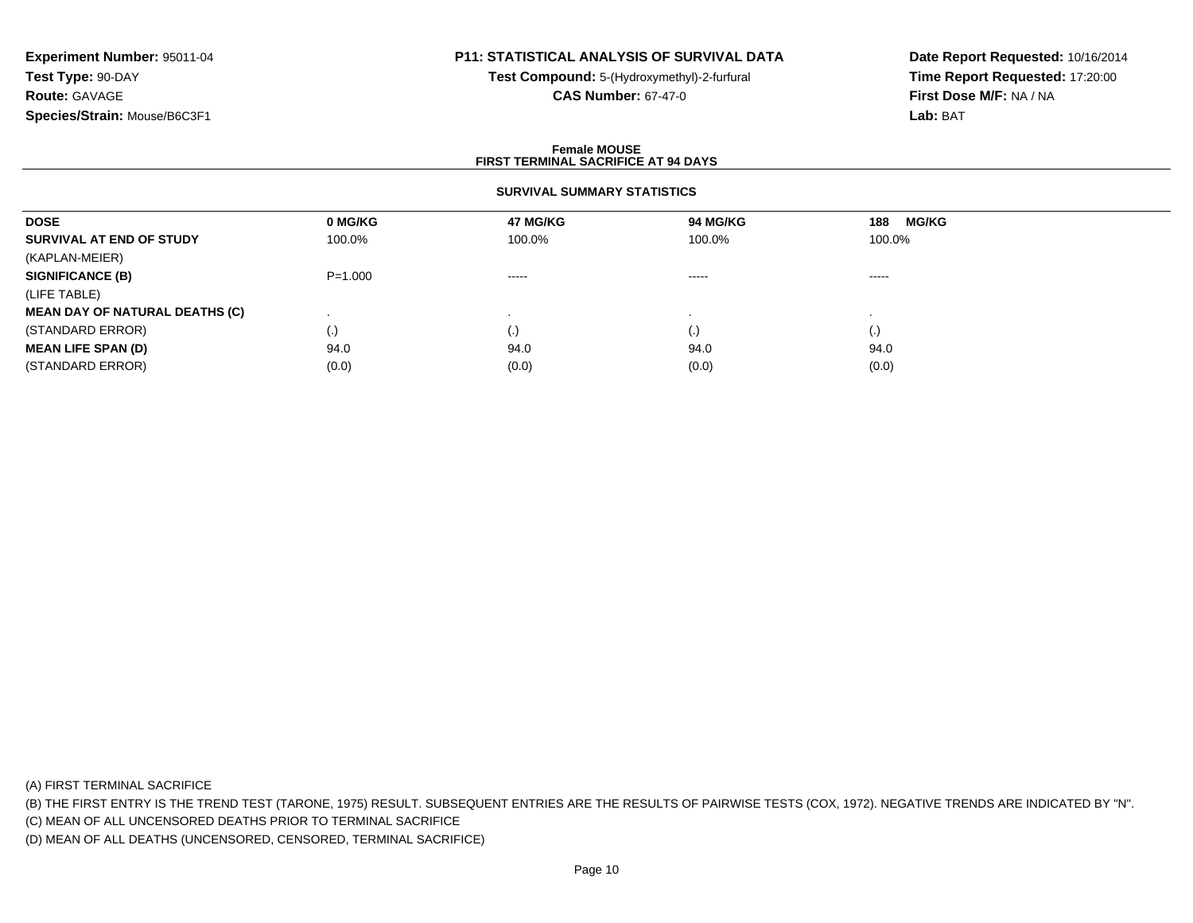**Experiment Number:** 95011-04
**Test Type:** 90-DAY
**Route:** GAVAGE
**Species/Strain:** Mouse/B6C3F1

**P11: STATISTICAL ANALYSIS OF SURVIVAL DATA**
**Test Compound:** 5-(Hydroxymethyl)-2-furfural
**CAS Number:** 67-47-0

**Date Report Requested:** 10/16/2014
**Time Report Requested:** 17:20:00
**First Dose M/F:** NA / NA
**Lab:** BAT

**Female MOUSE**
**FIRST TERMINAL SACRIFICE AT 94 DAYS**

**SURVIVAL SUMMARY STATISTICS**

| DOSE | 0 MG/KG | 47 MG/KG | 94 MG/KG | 188 MG/KG |
|---|---|---|---|---|
| **SURVIVAL AT END OF STUDY** | 100.0% | 100.0% | 100.0% | 100.0% |
| (KAPLAN-MEIER) | | | | |
| **SIGNIFICANCE (B)** | P=1.000 | ----- | ----- | ----- |
| (LIFE TABLE) | | | | |
| **MEAN DAY OF NATURAL DEATHS (C)** | . | . | . | . |
| (STANDARD ERROR) | (.) | (.) | (.) | (.) |
| **MEAN LIFE SPAN (D)** | 94.0 | 94.0 | 94.0 | 94.0 |
| (STANDARD ERROR) | (0.0) | (0.0) | (0.0) | (0.0) |

(A) FIRST TERMINAL SACRIFICE
(B) THE FIRST ENTRY IS THE TREND TEST (TARONE, 1975) RESULT. SUBSEQUENT ENTRIES ARE THE RESULTS OF PAIRWISE TESTS (COX, 1972). NEGATIVE TRENDS ARE INDICATED BY "N".
(C) MEAN OF ALL UNCENSORED DEATHS PRIOR TO TERMINAL SACRIFICE
(D) MEAN OF ALL DEATHS (UNCENSORED, CENSORED, TERMINAL SACRIFICE)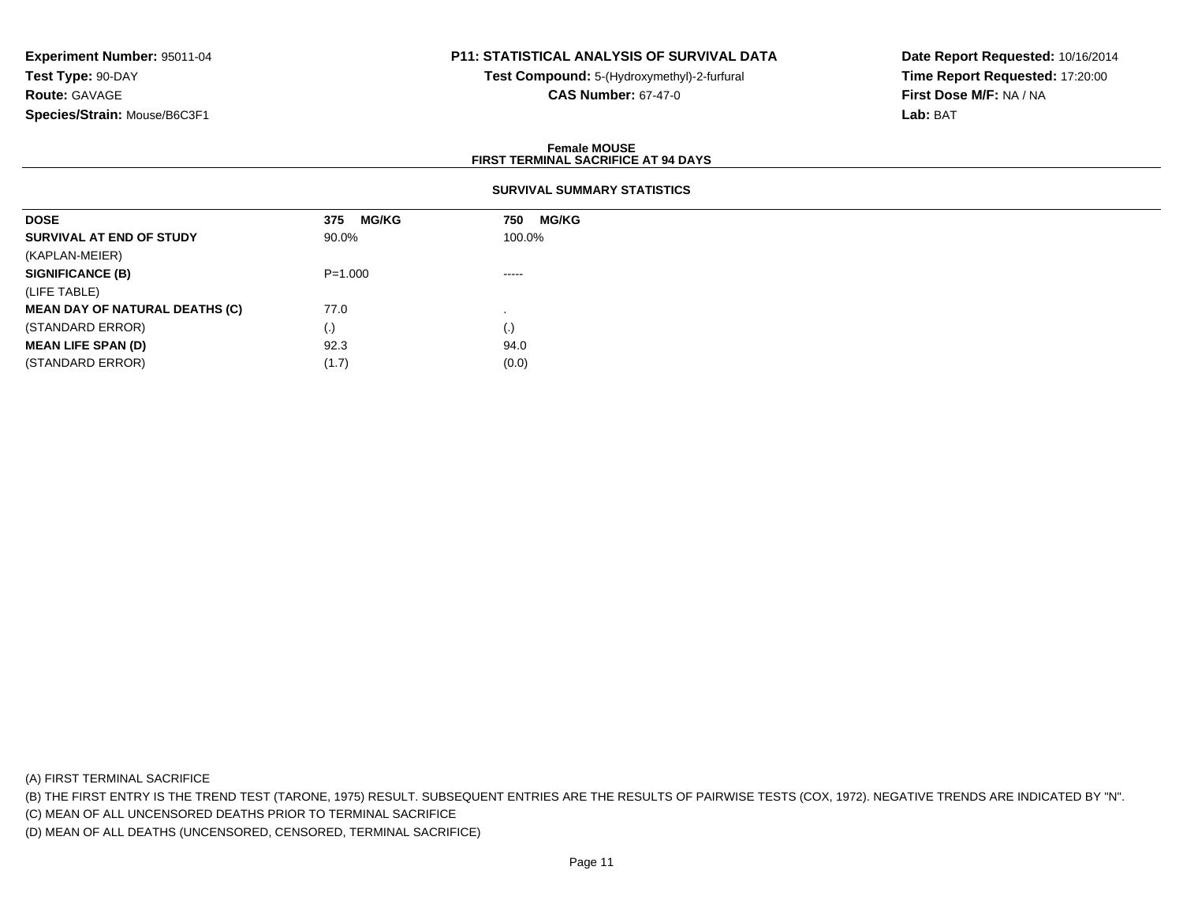**Experiment Number:** 95011-04
**Test Type:** 90-DAY
**Route:** GAVAGE
**Species/Strain:** Mouse/B6C3F1

**P11: STATISTICAL ANALYSIS OF SURVIVAL DATA**
**Test Compound:** 5-(Hydroxymethyl)-2-furfural
**CAS Number:** 67-47-0

**Date Report Requested:** 10/16/2014
**Time Report Requested:** 17:20:00
**First Dose M/F:** NA / NA
**Lab:** BAT

**Female MOUSE**
**FIRST TERMINAL SACRIFICE AT 94 DAYS**

**SURVIVAL SUMMARY STATISTICS**

| **DOSE** | **375 MG/KG** | **750 MG/KG** |
|---|---|---|
| **SURVIVAL AT END OF STUDY** | 90.0% | 100.0% |
| (KAPLAN-MEIER) | | |
| **SIGNIFICANCE (B)** | P=1.000 | ----- |
| (LIFE TABLE) | | |
| **MEAN DAY OF NATURAL DEATHS (C)** | 77.0 | . |
| (STANDARD ERROR) | (.) | (.) |
| **MEAN LIFE SPAN (D)** | 92.3 | 94.0 |
| (STANDARD ERROR) | (1.7) | (0.0) |

(A) FIRST TERMINAL SACRIFICE
(B) THE FIRST ENTRY IS THE TREND TEST (TARONE, 1975) RESULT. SUBSEQUENT ENTRIES ARE THE RESULTS OF PAIRWISE TESTS (COX, 1972). NEGATIVE TRENDS ARE INDICATED BY "N".
(C) MEAN OF ALL UNCENSORED DEATHS PRIOR TO TERMINAL SACRIFICE
(D) MEAN OF ALL DEATHS (UNCENSORED, CENSORED, TERMINAL SACRIFICE)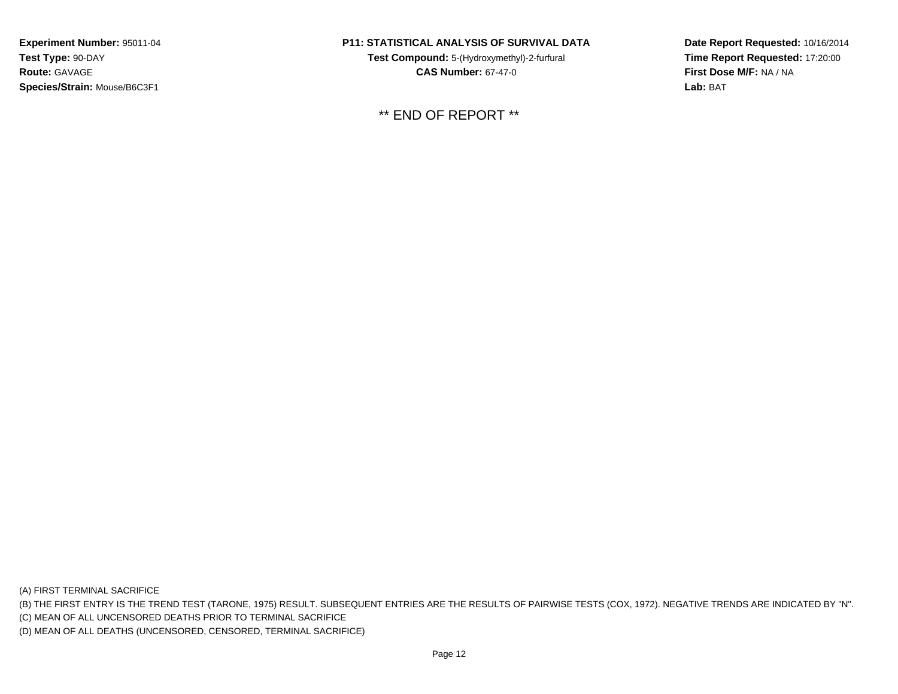**Experiment Number:** 95011-04
**Test Type:** 90-DAY
**Route:** GAVAGE
**Species/Strain:** Mouse/B6C3F1

**P11: STATISTICAL ANALYSIS OF SURVIVAL DATA**
**Test Compound:** 5-(Hydroxymethyl)-2-furfural
**CAS Number:** 67-47-0

**Date Report Requested:** 10/16/2014
**Time Report Requested:** 17:20:00
**First Dose M/F:** NA / NA
**Lab:** BAT

** END OF REPORT **

(A) FIRST TERMINAL SACRIFICE
(B) THE FIRST ENTRY IS THE TREND TEST (TARONE, 1975) RESULT. SUBSEQUENT ENTRIES ARE THE RESULTS OF PAIRWISE TESTS (COX, 1972). NEGATIVE TRENDS ARE INDICATED BY "N".
(C) MEAN OF ALL UNCENSORED DEATHS PRIOR TO TERMINAL SACRIFICE
(D) MEAN OF ALL DEATHS (UNCENSORED, CENSORED, TERMINAL SACRIFICE)